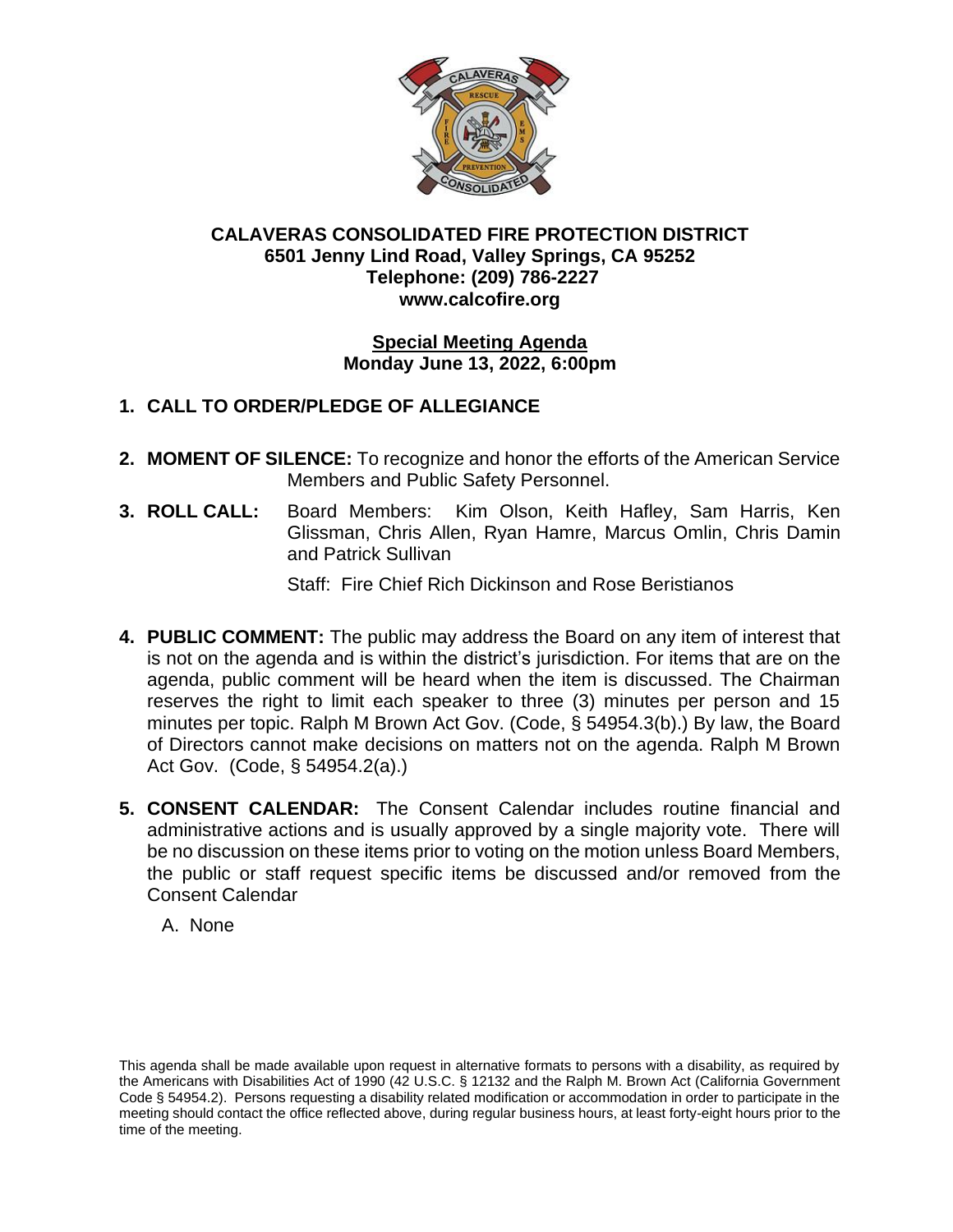**CALAVERAS CONSOLIDATED FIRE PROTECTION DISTRICT**
**6501 Jenny Lind Road, Valley Springs, CA 95252**
**Telephone: (209) 786-2227**
**www.calcofire.org**

**Special Meeting Agenda**
**Monday June 13, 2022, 6:00pm**

1. **CALL TO ORDER/PLEDGE OF ALLEGIANCE**

2. **MOMENT OF SILENCE:** To recognize and honor the efforts of the American Service Members and Public Safety Personnel.

3. **ROLL CALL:** Board Members: Kim Olson, Keith Hafley, Sam Harris, Ken Glissman, Chris Allen, Ryan Hamre, Marcus Omlin, Chris Damin and Patrick Sullivan

   Staff: Fire Chief Rich Dickinson and Rose Beristianos

4. **PUBLIC COMMENT:** The public may address the Board on any item of interest that is not on the agenda and is within the district's jurisdiction. For items that are on the agenda, public comment will be heard when the item is discussed. The Chairman reserves the right to limit each speaker to three (3) minutes per person and 15 minutes per topic. Ralph M Brown Act Gov. (Code, § 54954.3(b).) By law, the Board of Directors cannot make decisions on matters not on the agenda. Ralph M Brown Act Gov. (Code, § 54954.2(a).)

5. **CONSENT CALENDAR:** The Consent Calendar includes routine financial and administrative actions and is usually approved by a single majority vote. There will be no discussion on these items prior to voting on the motion unless Board Members, the public or staff request specific items be discussed and/or removed from the Consent Calendar

   A. None

This agenda shall be made available upon request in alternative formats to persons with a disability, as required by the Americans with Disabilities Act of 1990 (42 U.S.C. § 12132 and the Ralph M. Brown Act (California Government Code § 54954.2). Persons requesting a disability related modification or accommodation in order to participate in the meeting should contact the office reflected above, during regular business hours, at least forty-eight hours prior to the time of the meeting.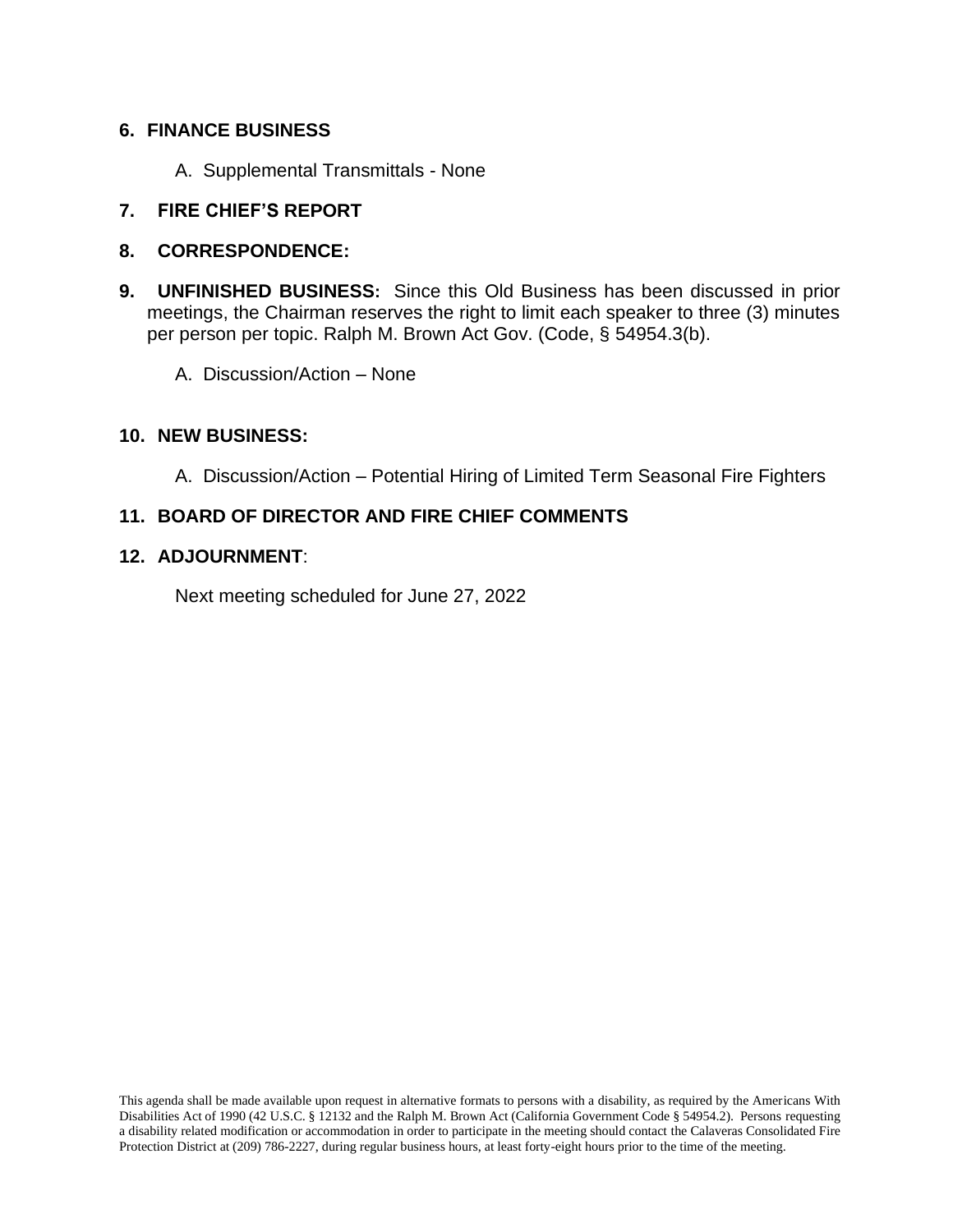**6. FINANCE BUSINESS**

A. Supplemental Transmittals - None

**7. FIRE CHIEF'S REPORT**

**8. CORRESPONDENCE:**

**9. UNFINISHED BUSINESS:** Since this Old Business has been discussed in prior meetings, the Chairman reserves the right to limit each speaker to three (3) minutes per person per topic. Ralph M. Brown Act Gov. (Code, § 54954.3(b).

A. Discussion/Action – None

**10. NEW BUSINESS:**

A. Discussion/Action – Potential Hiring of Limited Term Seasonal Fire Fighters

**11. BOARD OF DIRECTOR AND FIRE CHIEF COMMENTS**

**12. ADJOURNMENT**:

Next meeting scheduled for June 27, 2022

This agenda shall be made available upon request in alternative formats to persons with a disability, as required by the Americans With Disabilities Act of 1990 (42 U.S.C. § 12132 and the Ralph M. Brown Act (California Government Code § 54954.2). Persons requesting a disability related modification or accommodation in order to participate in the meeting should contact the Calaveras Consolidated Fire Protection District at (209) 786-2227, during regular business hours, at least forty-eight hours prior to the time of the meeting.